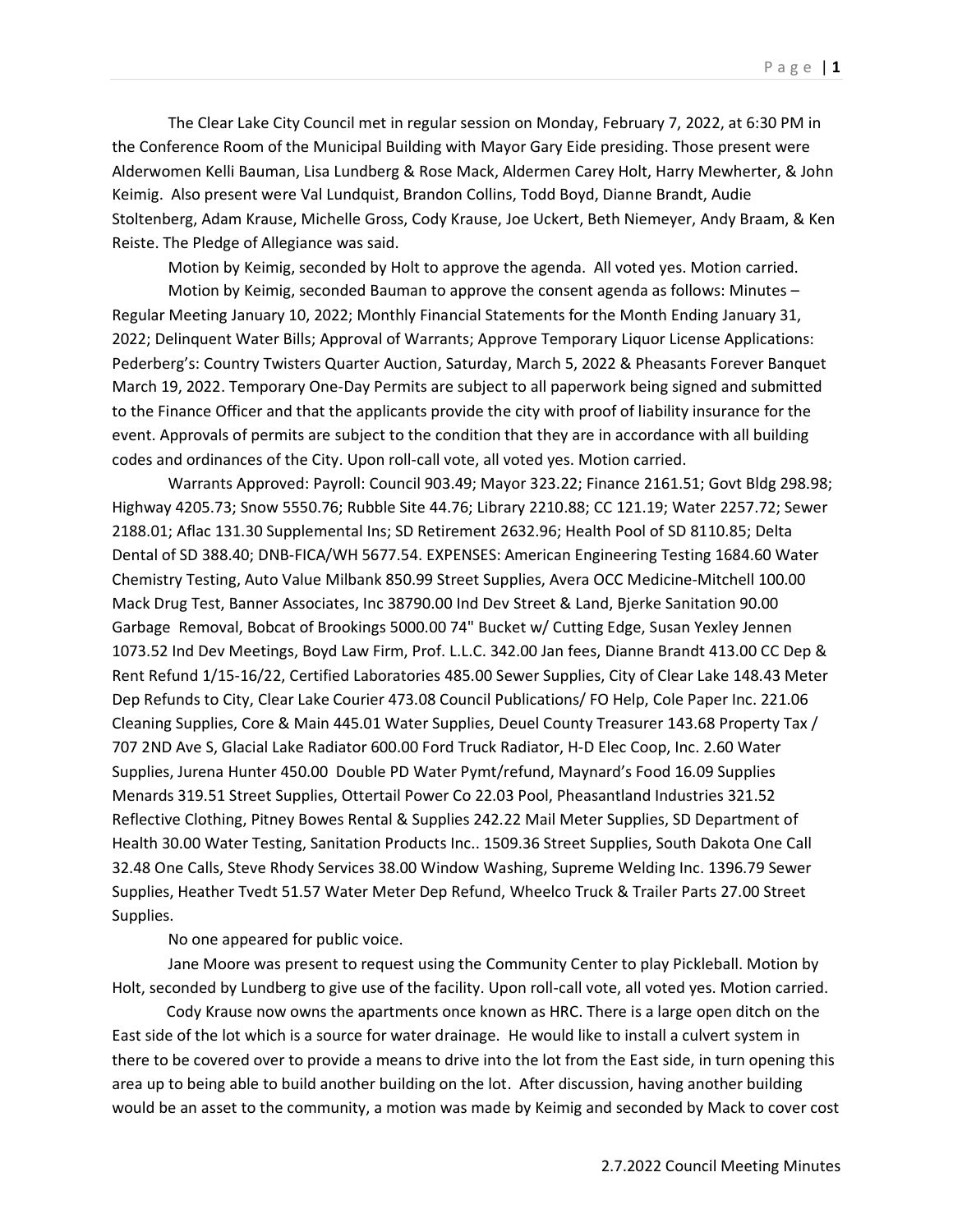The Clear Lake City Council met in regular session on Monday, February 7, 2022, at 6:30 PM in the Conference Room of the Municipal Building with Mayor Gary Eide presiding. Those present were Alderwomen Kelli Bauman, Lisa Lundberg & Rose Mack, Aldermen Carey Holt, Harry Mewherter, & John Keimig. Also present were Val Lundquist, Brandon Collins, Todd Boyd, Dianne Brandt, Audie Stoltenberg, Adam Krause, Michelle Gross, Cody Krause, Joe Uckert, Beth Niemeyer, Andy Braam, & Ken Reiste. The Pledge of Allegiance was said.

Motion by Keimig, seconded by Holt to approve the agenda. All voted yes. Motion carried.

Motion by Keimig, seconded Bauman to approve the consent agenda as follows: Minutes – Regular Meeting January 10, 2022; Monthly Financial Statements for the Month Ending January 31, 2022; Delinquent Water Bills; Approval of Warrants; Approve Temporary Liquor License Applications: Pederberg's: Country Twisters Quarter Auction, Saturday, March 5, 2022 & Pheasants Forever Banquet March 19, 2022. Temporary One-Day Permits are subject to all paperwork being signed and submitted to the Finance Officer and that the applicants provide the city with proof of liability insurance for the event. Approvals of permits are subject to the condition that they are in accordance with all building codes and ordinances of the City. Upon roll-call vote, all voted yes. Motion carried.

Warrants Approved: Payroll: Council 903.49; Mayor 323.22; Finance 2161.51; Govt Bldg 298.98; Highway 4205.73; Snow 5550.76; Rubble Site 44.76; Library 2210.88; CC 121.19; Water 2257.72; Sewer 2188.01; Aflac 131.30 Supplemental Ins; SD Retirement 2632.96; Health Pool of SD 8110.85; Delta Dental of SD 388.40; DNB-FICA/WH 5677.54. EXPENSES: American Engineering Testing 1684.60 Water Chemistry Testing, Auto Value Milbank 850.99 Street Supplies, Avera OCC Medicine-Mitchell 100.00 Mack Drug Test, Banner Associates, Inc 38790.00 Ind Dev Street & Land, Bjerke Sanitation 90.00 Garbage Removal, Bobcat of Brookings 5000.00 74" Bucket w/ Cutting Edge, Susan Yexley Jennen 1073.52 Ind Dev Meetings, Boyd Law Firm, Prof. L.L.C. 342.00 Jan fees, Dianne Brandt 413.00 CC Dep & Rent Refund 1/15-16/22, Certified Laboratories 485.00 Sewer Supplies, City of Clear Lake 148.43 Meter Dep Refunds to City, Clear Lake Courier 473.08 Council Publications/ FO Help, Cole Paper Inc. 221.06 Cleaning Supplies, Core & Main 445.01 Water Supplies, Deuel County Treasurer 143.68 Property Tax / 707 2ND Ave S, Glacial Lake Radiator 600.00 Ford Truck Radiator, H-D Elec Coop, Inc. 2.60 Water Supplies, Jurena Hunter 450.00 Double PD Water Pymt/refund, Maynard's Food 16.09 Supplies Menards 319.51 Street Supplies, Ottertail Power Co 22.03 Pool, Pheasantland Industries 321.52 Reflective Clothing, Pitney Bowes Rental & Supplies 242.22 Mail Meter Supplies, SD Department of Health 30.00 Water Testing, Sanitation Products Inc.. 1509.36 Street Supplies, South Dakota One Call 32.48 One Calls, Steve Rhody Services 38.00 Window Washing, Supreme Welding Inc. 1396.79 Sewer Supplies, Heather Tvedt 51.57 Water Meter Dep Refund, Wheelco Truck & Trailer Parts 27.00 Street Supplies.

No one appeared for public voice.

Jane Moore was present to request using the Community Center to play Pickleball. Motion by Holt, seconded by Lundberg to give use of the facility. Upon roll-call vote, all voted yes. Motion carried.

Cody Krause now owns the apartments once known as HRC. There is a large open ditch on the East side of the lot which is a source for water drainage. He would like to install a culvert system in there to be covered over to provide a means to drive into the lot from the East side, in turn opening this area up to being able to build another building on the lot. After discussion, having another building would be an asset to the community, a motion was made by Keimig and seconded by Mack to cover cost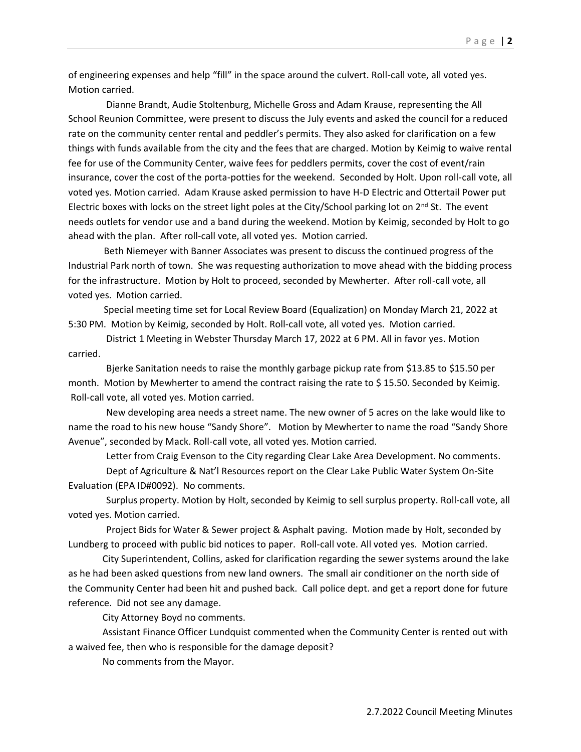of engineering expenses and help "fill" in the space around the culvert. Roll-call vote, all voted yes. Motion carried.

Dianne Brandt, Audie Stoltenburg, Michelle Gross and Adam Krause, representing the All School Reunion Committee, were present to discuss the July events and asked the council for a reduced rate on the community center rental and peddler's permits. They also asked for clarification on a few things with funds available from the city and the fees that are charged. Motion by Keimig to waive rental fee for use of the Community Center, waive fees for peddlers permits, cover the cost of event/rain insurance, cover the cost of the porta-potties for the weekend. Seconded by Holt. Upon roll-call vote, all voted yes. Motion carried. Adam Krause asked permission to have H-D Electric and Ottertail Power put Electric boxes with locks on the street light poles at the City/School parking lot on 2nd St. The event needs outlets for vendor use and a band during the weekend. Motion by Keimig, seconded by Holt to go ahead with the plan. After roll-call vote, all voted yes. Motion carried.

Beth Niemeyer with Banner Associates was present to discuss the continued progress of the Industrial Park north of town. She was requesting authorization to move ahead with the bidding process for the infrastructure. Motion by Holt to proceed, seconded by Mewherter. After roll-call vote, all voted yes. Motion carried.

Special meeting time set for Local Review Board (Equalization) on Monday March 21, 2022 at 5:30 PM. Motion by Keimig, seconded by Holt. Roll-call vote, all voted yes. Motion carried.

District 1 Meeting in Webster Thursday March 17, 2022 at 6 PM. All in favor yes. Motion carried.

Bjerke Sanitation needs to raise the monthly garbage pickup rate from $13.85 to $15.50 per month. Motion by Mewherter to amend the contract raising the rate to $ 15.50. Seconded by Keimig. Roll-call vote, all voted yes. Motion carried.

New developing area needs a street name. The new owner of 5 acres on the lake would like to name the road to his new house "Sandy Shore". Motion by Mewherter to name the road "Sandy Shore Avenue", seconded by Mack. Roll-call vote, all voted yes. Motion carried.

Letter from Craig Evenson to the City regarding Clear Lake Area Development. No comments.

Dept of Agriculture & Nat'l Resources report on the Clear Lake Public Water System On-Site Evaluation (EPA ID#0092). No comments.

Surplus property. Motion by Holt, seconded by Keimig to sell surplus property. Roll-call vote, all voted yes. Motion carried.

Project Bids for Water & Sewer project & Asphalt paving. Motion made by Holt, seconded by Lundberg to proceed with public bid notices to paper. Roll-call vote. All voted yes. Motion carried.

City Superintendent, Collins, asked for clarification regarding the sewer systems around the lake as he had been asked questions from new land owners. The small air conditioner on the north side of the Community Center had been hit and pushed back. Call police dept. and get a report done for future reference. Did not see any damage.

City Attorney Boyd no comments.

Assistant Finance Officer Lundquist commented when the Community Center is rented out with a waived fee, then who is responsible for the damage deposit?

No comments from the Mayor.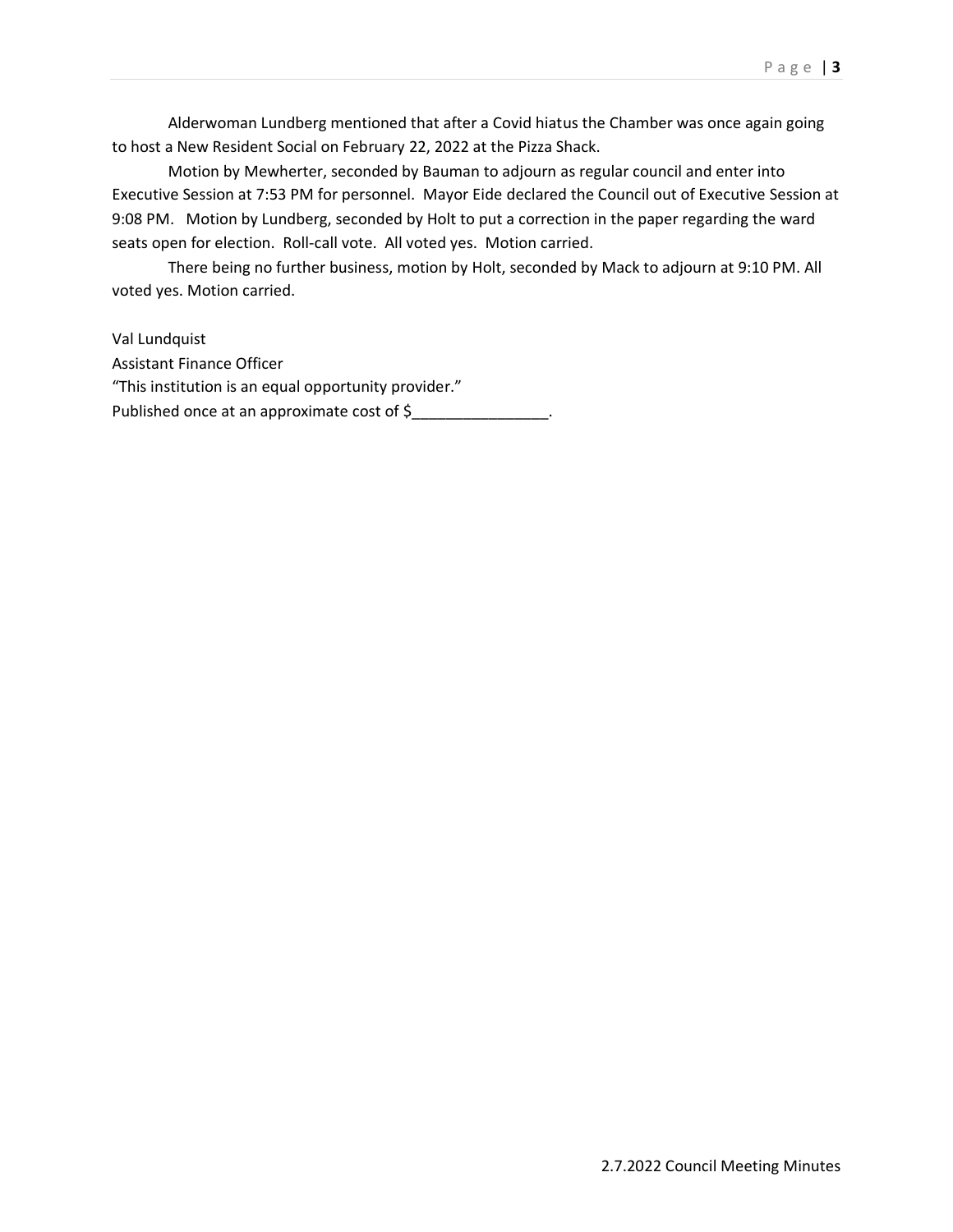Alderwoman Lundberg mentioned that after a Covid hiatus the Chamber was once again going to host a New Resident Social on February 22, 2022 at the Pizza Shack.

Motion by Mewherter, seconded by Bauman to adjourn as regular council and enter into Executive Session at 7:53 PM for personnel. Mayor Eide declared the Council out of Executive Session at 9:08 PM. Motion by Lundberg, seconded by Holt to put a correction in the paper regarding the ward seats open for election. Roll-call vote. All voted yes. Motion carried.

There being no further business, motion by Holt, seconded by Mack to adjourn at 9:10 PM. All voted yes. Motion carried.

Val Lundquist
Assistant Finance Officer
"This institution is an equal opportunity provider."
Published once at an approximate cost of $________________.